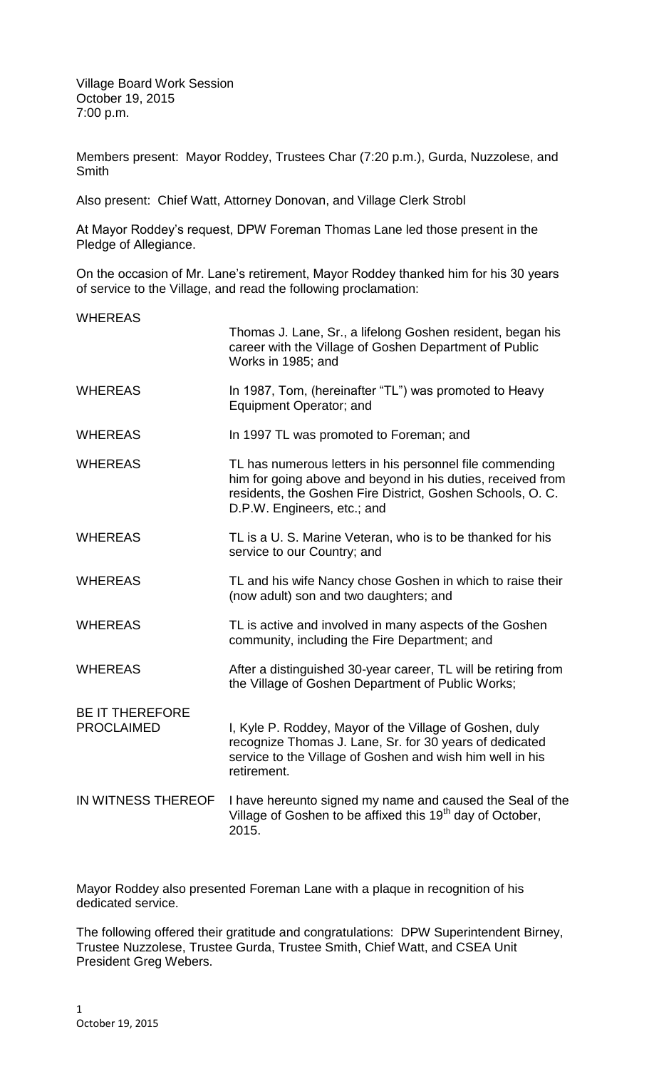Village Board Work Session
October 19, 2015
7:00 p.m.

Members present: Mayor Roddey, Trustees Char (7:20 p.m.), Gurda, Nuzzolese, and Smith

Also present: Chief Watt, Attorney Donovan, and Village Clerk Strobl

At Mayor Roddey's request, DPW Foreman Thomas Lane led those present in the Pledge of Allegiance.

On the occasion of Mr. Lane's retirement, Mayor Roddey thanked him for his 30 years of service to the Village, and read the following proclamation:

| | |
|---|---|
| WHEREAS | Thomas J. Lane, Sr., a lifelong Goshen resident, began his career with the Village of Goshen Department of Public Works in 1985; and |
| WHEREAS | In 1987, Tom, (hereinafter "TL") was promoted to Heavy Equipment Operator; and |
| WHEREAS | In 1997 TL was promoted to Foreman; and |
| WHEREAS | TL has numerous letters in his personnel file commending him for going above and beyond in his duties, received from residents, the Goshen Fire District, Goshen Schools, O. C. D.P.W. Engineers, etc.; and |
| WHEREAS | TL is a U. S. Marine Veteran, who is to be thanked for his service to our Country; and |
| WHEREAS | TL and his wife Nancy chose Goshen in which to raise their (now adult) son and two daughters; and |
| WHEREAS | TL is active and involved in many aspects of the Goshen community, including the Fire Department; and |
| WHEREAS | After a distinguished 30-year career, TL will be retiring from the Village of Goshen Department of Public Works; |
| BE IT THEREFORE PROCLAIMED | I, Kyle P. Roddey, Mayor of the Village of Goshen, duly recognize Thomas J. Lane, Sr. for 30 years of dedicated service to the Village of Goshen and wish him well in his retirement. |
| IN WITNESS THEREOF | I have hereunto signed my name and caused the Seal of the Village of Goshen to be affixed this 19th day of October, 2015. |

Mayor Roddey also presented Foreman Lane with a plaque in recognition of his dedicated service.

The following offered their gratitude and congratulations: DPW Superintendent Birney, Trustee Nuzzolese, Trustee Gurda, Trustee Smith, Chief Watt, and CSEA Unit President Greg Webers.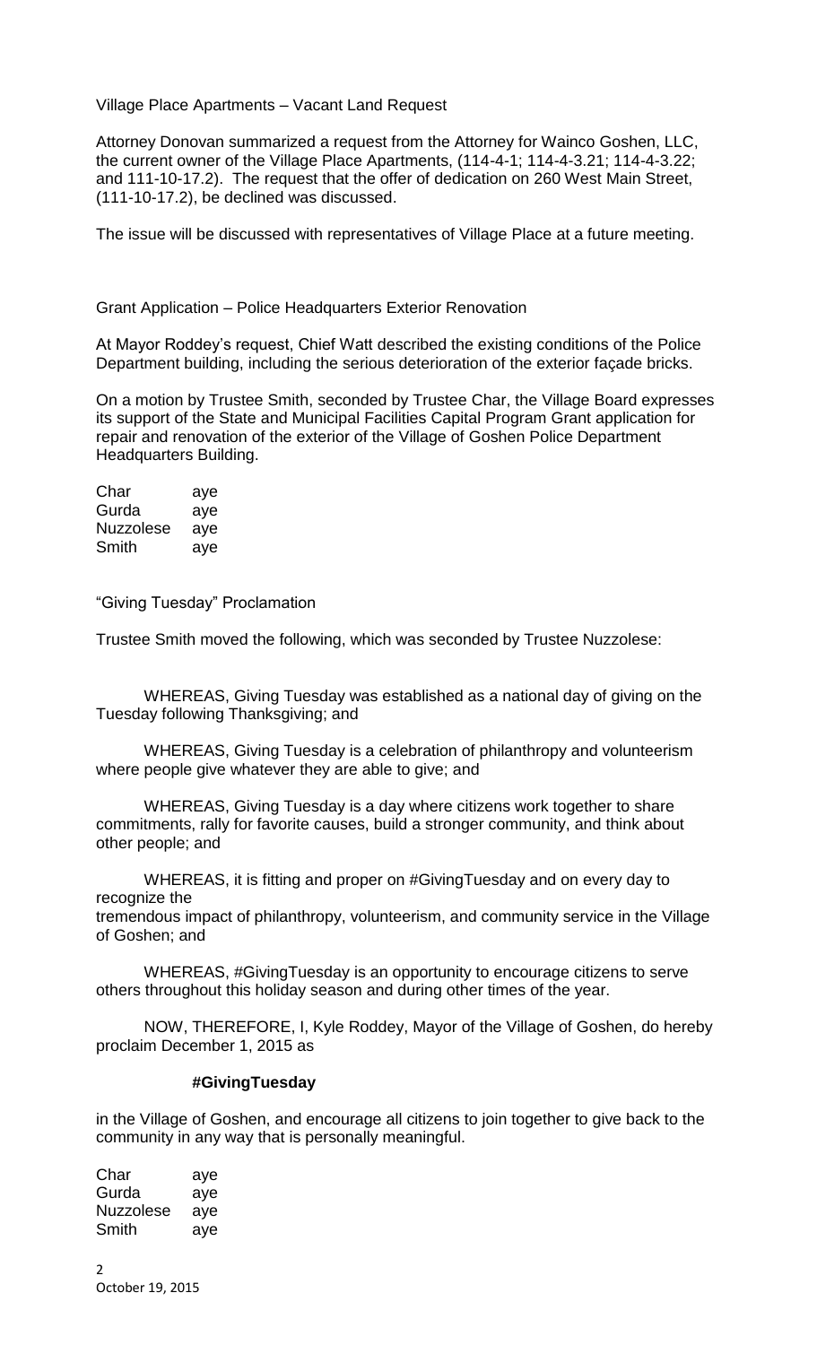Village Place Apartments – Vacant Land Request

Attorney Donovan summarized a request from the Attorney for Wainco Goshen, LLC, the current owner of the Village Place Apartments, (114-4-1; 114-4-3.21; 114-4-3.22; and 111-10-17.2). The request that the offer of dedication on 260 West Main Street, (111-10-17.2), be declined was discussed.

The issue will be discussed with representatives of Village Place at a future meeting.

Grant Application – Police Headquarters Exterior Renovation

At Mayor Roddey's request, Chief Watt described the existing conditions of the Police Department building, including the serious deterioration of the exterior façade bricks.

On a motion by Trustee Smith, seconded by Trustee Char, the Village Board expresses its support of the State and Municipal Facilities Capital Program Grant application for repair and renovation of the exterior of the Village of Goshen Police Department Headquarters Building.

| | |
|---|---|
| Char | aye |
| Gurda | aye |
| Nuzzolese | aye |
| Smith | aye |

"Giving Tuesday" Proclamation

Trustee Smith moved the following, which was seconded by Trustee Nuzzolese:

WHEREAS, Giving Tuesday was established as a national day of giving on the Tuesday following Thanksgiving; and

WHEREAS, Giving Tuesday is a celebration of philanthropy and volunteerism where people give whatever they are able to give; and

WHEREAS, Giving Tuesday is a day where citizens work together to share commitments, rally for favorite causes, build a stronger community, and think about other people; and

WHEREAS, it is fitting and proper on #GivingTuesday and on every day to recognize the tremendous impact of philanthropy, volunteerism, and community service in the Village of Goshen; and

WHEREAS, #GivingTuesday is an opportunity to encourage citizens to serve others throughout this holiday season and during other times of the year.

NOW, THEREFORE, I, Kyle Roddey, Mayor of the Village of Goshen, do hereby proclaim December 1, 2015 as

**#GivingTuesday**

in the Village of Goshen, and encourage all citizens to join together to give back to the community in any way that is personally meaningful.

| | |
|---|---|
| Char | aye |
| Gurda | aye |
| Nuzzolese | aye |
| Smith | aye |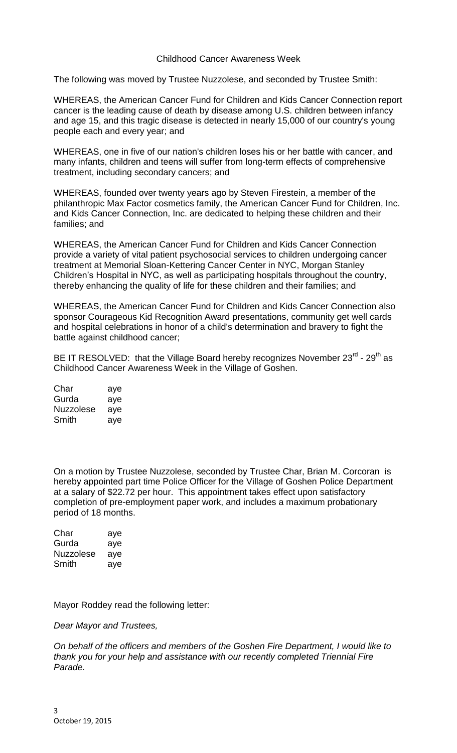Childhood Cancer Awareness Week

The following was moved by Trustee Nuzzolese, and seconded by Trustee Smith:

WHEREAS, the American Cancer Fund for Children and Kids Cancer Connection report cancer is the leading cause of death by disease among U.S. children between infancy and age 15, and this tragic disease is detected in nearly 15,000 of our country's young people each and every year; and

WHEREAS, one in five of our nation's children loses his or her battle with cancer, and many infants, children and teens will suffer from long-term effects of comprehensive treatment, including secondary cancers; and

WHEREAS, founded over twenty years ago by Steven Firestein, a member of the philanthropic Max Factor cosmetics family, the American Cancer Fund for Children, Inc. and Kids Cancer Connection, Inc. are dedicated to helping these children and their families; and

WHEREAS, the American Cancer Fund for Children and Kids Cancer Connection provide a variety of vital patient psychosocial services to children undergoing cancer treatment at Memorial Sloan-Kettering Cancer Center in NYC, Morgan Stanley Children's Hospital in NYC, as well as participating hospitals throughout the country, thereby enhancing the quality of life for these children and their families; and

WHEREAS, the American Cancer Fund for Children and Kids Cancer Connection also sponsor Courageous Kid Recognition Award presentations, community get well cards and hospital celebrations in honor of a child's determination and bravery to fight the battle against childhood cancer;

BE IT RESOLVED: that the Village Board hereby recognizes November 23rd - 29th as Childhood Cancer Awareness Week in the Village of Goshen.

| | |
|---|---|
| Char | aye |
| Gurda | aye |
| Nuzzolese | aye |
| Smith | aye |

On a motion by Trustee Nuzzolese, seconded by Trustee Char, Brian M. Corcoran is hereby appointed part time Police Officer for the Village of Goshen Police Department at a salary of $22.72 per hour. This appointment takes effect upon satisfactory completion of pre-employment paper work, and includes a maximum probationary period of 18 months.

| | |
|---|---|
| Char | aye |
| Gurda | aye |
| Nuzzolese | aye |
| Smith | aye |

Mayor Roddey read the following letter:

*Dear Mayor and Trustees,*

*On behalf of the officers and members of the Goshen Fire Department, I would like to thank you for your help and assistance with our recently completed Triennial Fire Parade.*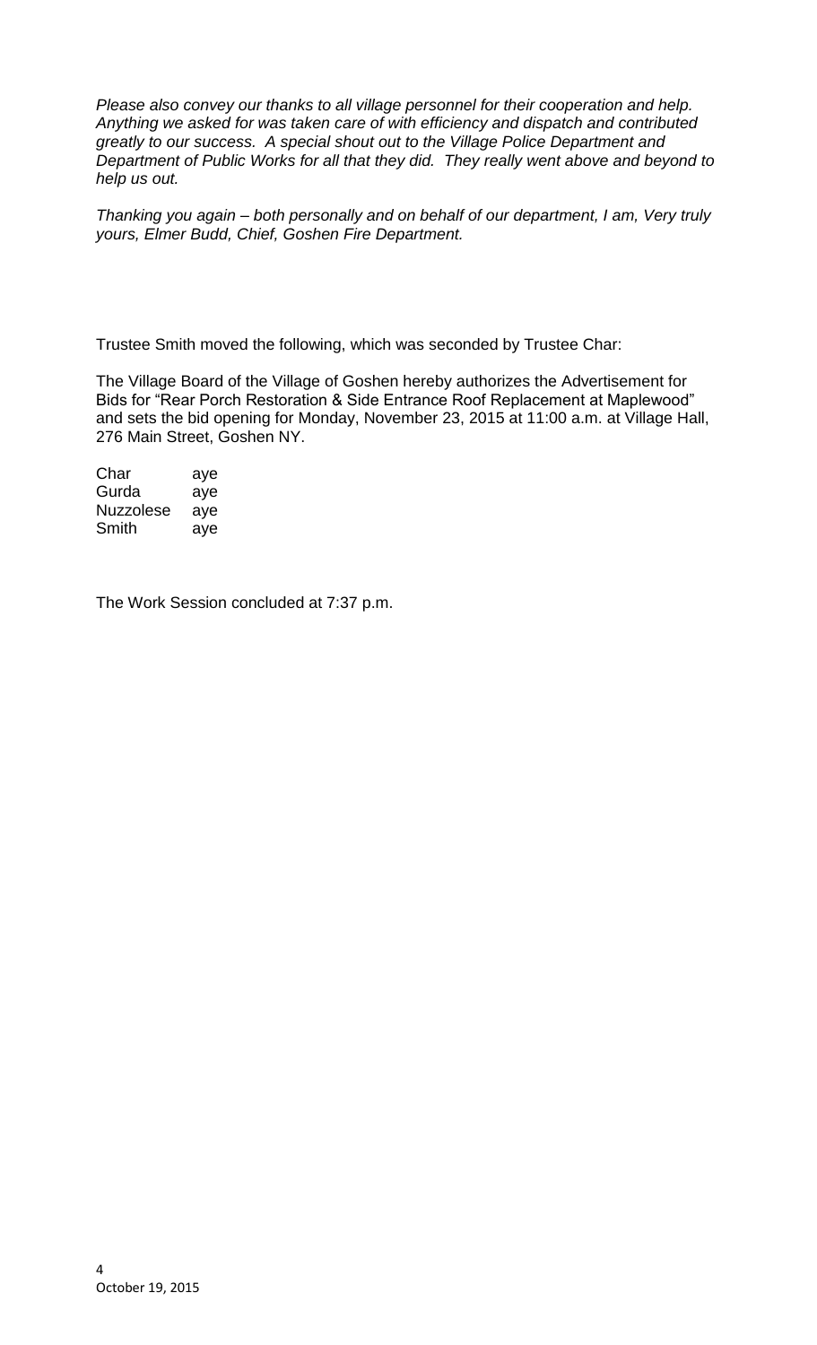*Please also convey our thanks to all village personnel for their cooperation and help. Anything we asked for was taken care of with efficiency and dispatch and contributed greatly to our success. A special shout out to the Village Police Department and Department of Public Works for all that they did. They really went above and beyond to help us out.*

*Thanking you again – both personally and on behalf of our department, I am, Very truly yours, Elmer Budd, Chief, Goshen Fire Department.*

Trustee Smith moved the following, which was seconded by Trustee Char:

The Village Board of the Village of Goshen hereby authorizes the Advertisement for Bids for "Rear Porch Restoration & Side Entrance Roof Replacement at Maplewood" and sets the bid opening for Monday, November 23, 2015 at 11:00 a.m. at Village Hall, 276 Main Street, Goshen NY.

| | |
|---|---|
| Char | aye |
| Gurda | aye |
| Nuzzolese | aye |
| Smith | aye |

The Work Session concluded at 7:37 p.m.